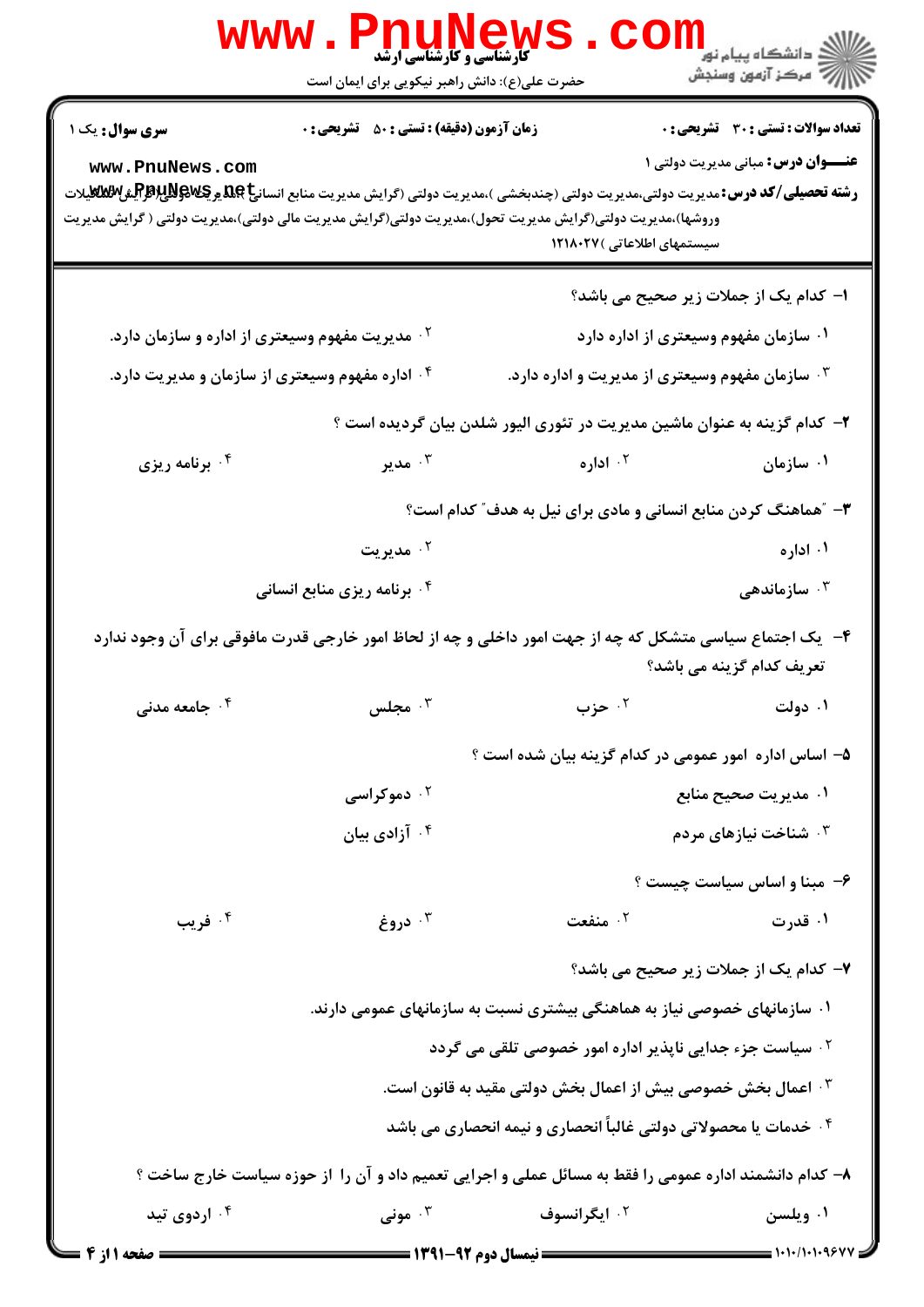**کارشناسی و کارشناسی ارشد**

حضرت علی(ع): دانش راهبر نیکویی برای ایمان است

دانشگاه پیام نور
مرکز آزمون وسنجش

**سری سوال:** یک ۱ | **زمان آزمون (دقیقه) : تستی :** ۵۰ **تشریحی :** ۰ | **تعداد سوالات : تستی :** ۳۰ **تشریحی :** ۰

**عنـــوان درس:** مبانی مدیریت دولتی ۱

**رشته تحصیلی/کد درس:** مدیریت دولتی،مدیریت دولتی (چندبخشی )،مدیریت دولتی (گرایش مدیریت منابع انسانی )،مدیریت دولتی (گرایش تشکیلات وروشها)،مدیریت دولتی(گرایش مدیریت تحول)،مدیریت دولتی(گرایش مدیریت مالی دولتی)،مدیریت دولتی ( گرایش مدیریت سیستمهای اطلاعاتی )۱۲۱۸۰۲۷

۱- کدام یک از جملات زیر صحیح می باشد؟

۱. سازمان مفهوم وسیعتری از اداره دارد

۲. مدیریت مفهوم وسیعتری از اداره و سازمان دارد.

۳. سازمان مفهوم وسیعتری از مدیریت و اداره دارد.

۴. اداره مفهوم وسیعتری از سازمان و مدیریت دارد.

۲- کدام گزینه به عنوان ماشین مدیریت در تئوری الیور شلدن بیان گردیده است ؟

۱. سازمان

۲. اداره

۳. مدیر

۴. برنامه ریزی

۳- "هماهنگ کردن منابع انسانی و مادی برای نیل به هدف" کدام است؟

۱. اداره

۲. مدیریت

۳. سازماندهی

۴. برنامه ریزی منابع انسانی

۴- یک اجتماع سیاسی متشکل که چه از جهت امور داخلی و چه از لحاظ امور خارجی قدرت مافوقی برای آن وجود ندارد تعریف کدام گزینه می باشد؟

۱. دولت

۲. حزب

۳. مجلس

۴. جامعه مدنی

۵- اساس اداره امور عمومی در کدام گزینه بیان شده است ؟

۱. مدیریت صحیح منابع

۲. دموکراسی

۳. شناخت نیازهای مردم

۴. آزادی بیان

۶- مبنا و اساس سیاست چیست ؟

۱. قدرت

۲. منفعت

۳. دروغ

۴. فریب

۷- کدام یک از جملات زیر صحیح می باشد؟

۱. سازمانهای خصوصی نیاز به هماهنگی بیشتری نسبت به سازمانهای عمومی دارند.

۲. سیاست جزء جدایی ناپذیر اداره امور خصوصی تلقی می گردد

۳. اعمال بخش خصوصی بیش از اعمال بخش دولتی مقید به قانون است.

۴. خدمات یا محصولاتی دولتی غالباً انحصاری و نیمه انحصاری می باشد

۸- کدام دانشمند اداره عمومی را فقط به مسائل عملی و اجرایی تعمیم داد و آن را از حوزه سیاست خارج ساخت ؟

۱. ویلسن

۲. ایگرانسوف

۳. مونی

۴. اردوی تید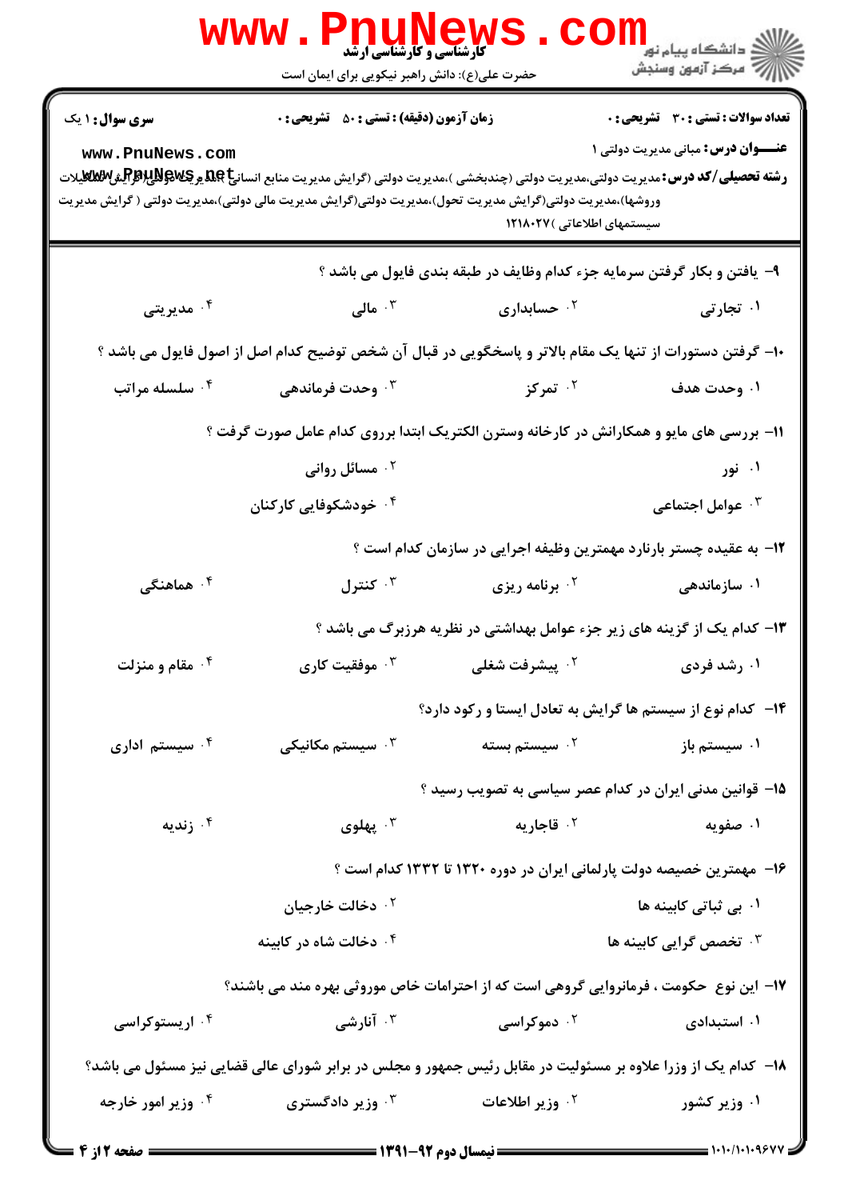**سری سوال:** ۱ یک

**زمان آزمون (دقیقه) : تستی :** ۵۰ **تشریحی :** ۰

**تعداد سوالات : تستی :** ۳۰ **تشریحی :** ۰

**عنـــوان درس:** مبانی مدیریت دولتی ۱

**رشته تحصیلی/کد درس:** مدیریت دولتی،مدیریت دولتی (چندبخشی )،مدیریت دولتی (گرایش مدیریت منابع انسانی)،مدیریت دولتی(گرایش تشکیلات وروشها)،مدیریت دولتی(گرایش مدیریت تحول)،مدیریت دولتی(گرایش مدیریت مالی دولتی)،مدیریت دولتی ( گرایش مدیریت سیستمهای اطلاعاتی )۱۲۱۸۰۲۷

۹- یافتن و بکار گرفتن سرمایه جزء کدام وظایف در طبقه بندی فایول می باشد ؟

۱. تجارتی
۲. حسابداری
۳. مالی
۴. مدیریتی

۱۰- گرفتن دستورات از تنها یک مقام بالاتر و پاسخگویی در قبال آن شخص توضیح کدام اصل از اصول فایول می باشد ؟

۱. وحدت هدف
۲. تمرکز
۳. وحدت فرماندهی
۴. سلسله مراتب

۱۱- بررسی های مایو و همکارانش در کارخانه وسترن الکتریک ابتدا برروی کدام عامل صورت گرفت ؟

۱. نور
۲. مسائل روانی
۳. عوامل اجتماعی
۴. خودشکوفایی کارکنان

۱۲- به عقیده چستر بارنارد مهمترین وظیفه اجرایی در سازمان کدام است ؟

۱. سازماندهی
۲. برنامه ریزی
۳. کنترل
۴. هماهنگی

۱۳- کدام یک از گزینه های زیر جزء عوامل بهداشتی در نظریه هرزبرگ می باشد ؟

۱. رشد فردی
۲. پیشرفت شغلی
۳. موفقیت کاری
۴. مقام و منزلت

۱۴- کدام نوع از سیستم ها گرایش به تعادل ایستا و رکود دارد؟

۱. سیستم باز
۲. سیستم بسته
۳. سیستم مکانیکی
۴. سیستم اداری

۱۵- قوانین مدنی ایران در کدام عصر سیاسی به تصویب رسید ؟

۱. صفویه
۲. قاجاریه
۳. پهلوی
۴. زندیه

۱۶- مهمترین خصیصه دولت پارلمانی ایران در دوره ۱۳۲۰ تا ۱۳۳۲ کدام است ؟

۱. بی ثباتی کابینه ها
۲. دخالت خارجیان
۳. تخصص گرایی کابینه ها
۴. دخالت شاه در کابینه

۱۷- این نوع حکومت ، فرمانروایی گروهی است که از احترامات خاص موروثی بهره مند می باشند؟

۱. استبدادی
۲. دموکراسی
۳. آنارشی
۴. اریستوکراسی

۱۸- کدام یک از وزرا علاوه بر مسئولیت در مقابل رئیس جمهور و مجلس در برابر شورای عالی قضایی نیز مسئول می باشد؟

۱. وزیر کشور
۲. وزیر اطلاعات
۳. وزیر دادگستری
۴. وزیر امور خارجه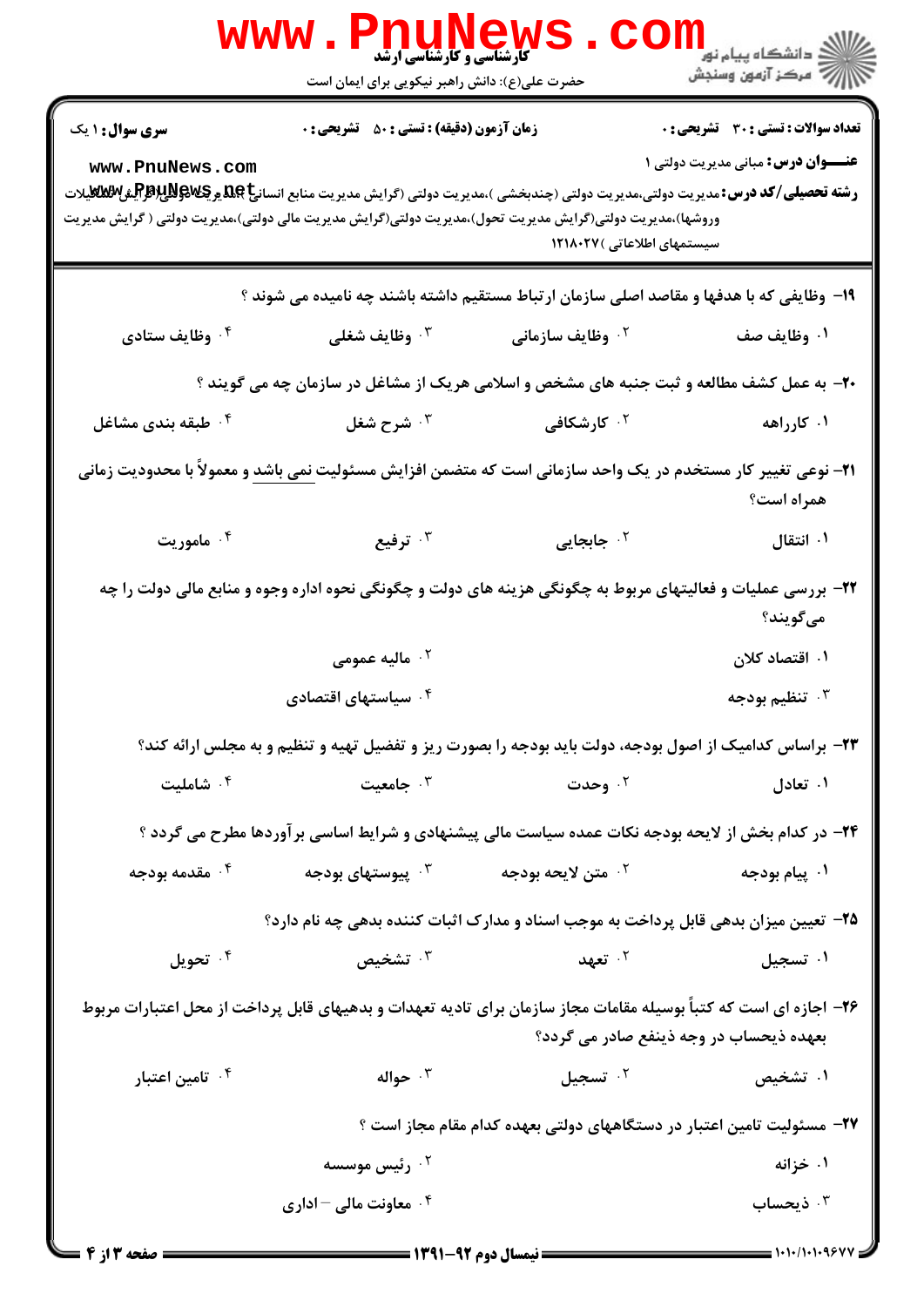**سری سوال:** ۱ یک　　**زمان آزمون (دقیقه) : تستی :** ۵۰ **تشریحی :** ۰　　**تعداد سوالات : تستی :** ۳۰ **تشریحی :** ۰

**عنـــوان درس:** مبانی مدیریت دولتی ۱

**رشته تحصیلی/کد درس:** مدیریت دولتی،مدیریت دولتی (چندبخشی )،مدیریت دولتی (گرایش مدیریت منابع انسانی)،مدیریت دولتی (گرایش تشکیلات وروشها)،مدیریت دولتی(گرایش مدیریت تحول)،مدیریت دولتی(گرایش مدیریت مالی دولتی)،مدیریت دولتی ( گرایش مدیریت سیستمهای اطلاعاتی )۱۲۱۸۰۲۷

۱۹- وظایفی که با هدفها و مقاصد اصلی سازمان ارتباط مستقیم داشته باشند چه نامیده می شوند ؟

۱. وظایف صف　　۲. وظایف سازمانی　　۳. وظایف شغلی　　۴. وظایف ستادی

۲۰- به عمل کشف مطالعه و ثبت جنبه های مشخص و اسلامی هریک از مشاغل در سازمان چه می گویند ؟

۱. کارراهه　　۲. کارشکافی　　۳. شرح شغل　　۴. طبقه بندی مشاغل

۲۱- نوعی تغییر کار مستخدم در یک واحد سازمانی است که متضمن افزایش مسئولیت نمی باشد و معمولاً با محدودیت زمانی همراه است؟

۱. انتقال　　۲. جابجایی　　۳. ترفیع　　۴. ماموریت

۲۲- بررسی عملیات و فعالیتهای مربوط به چگونگی هزینه های دولت و چگونگی نحوه اداره وجوه و منابع مالی دولت را چه می‌گویند؟

۱. اقتصاد کلان　　۲. مالیه عمومی　　۳. تنظیم بودجه　　۴. سیاستهای اقتصادی

۲۳- براساس کدامیک از اصول بودجه، دولت باید بودجه را بصورت ریز و تفضیل تهیه و تنظیم و به مجلس ارائه کند؟

۱. تعادل　　۲. وحدت　　۳. جامعیت　　۴. شاملیت

۲۴- در کدام بخش از لایحه بودجه نکات عمده سیاست مالی پیشنهادی و شرایط اساسی برآوردها مطرح می گردد ؟

۱. پیام بودجه　　۲. متن لایحه بودجه　　۳. پیوستهای بودجه　　۴. مقدمه بودجه

۲۵- تعیین میزان بدهی قابل پرداخت به موجب اسناد و مدارک اثبات کننده بدهی چه نام دارد؟

۱. تسجیل　　۲. تعهد　　۳. تشخیص　　۴. تحویل

۲۶- اجازه ای است که کتباً بوسیله مقامات مجاز سازمان برای تادیه تعهدات و بدهیهای قابل پرداخت از محل اعتبارات مربوط بعهده ذیحساب در وجه ذینفع صادر می گردد؟

۱. تشخیص　　۲. تسجیل　　۳. حواله　　۴. تامین اعتبار

۲۷- مسئولیت تامین اعتبار در دستگاههای دولتی بعهده کدام مقام مجاز است ؟

۱. خزانه　　۲. رئیس موسسه　　۳. ذیحساب　　۴. معاونت مالی – اداری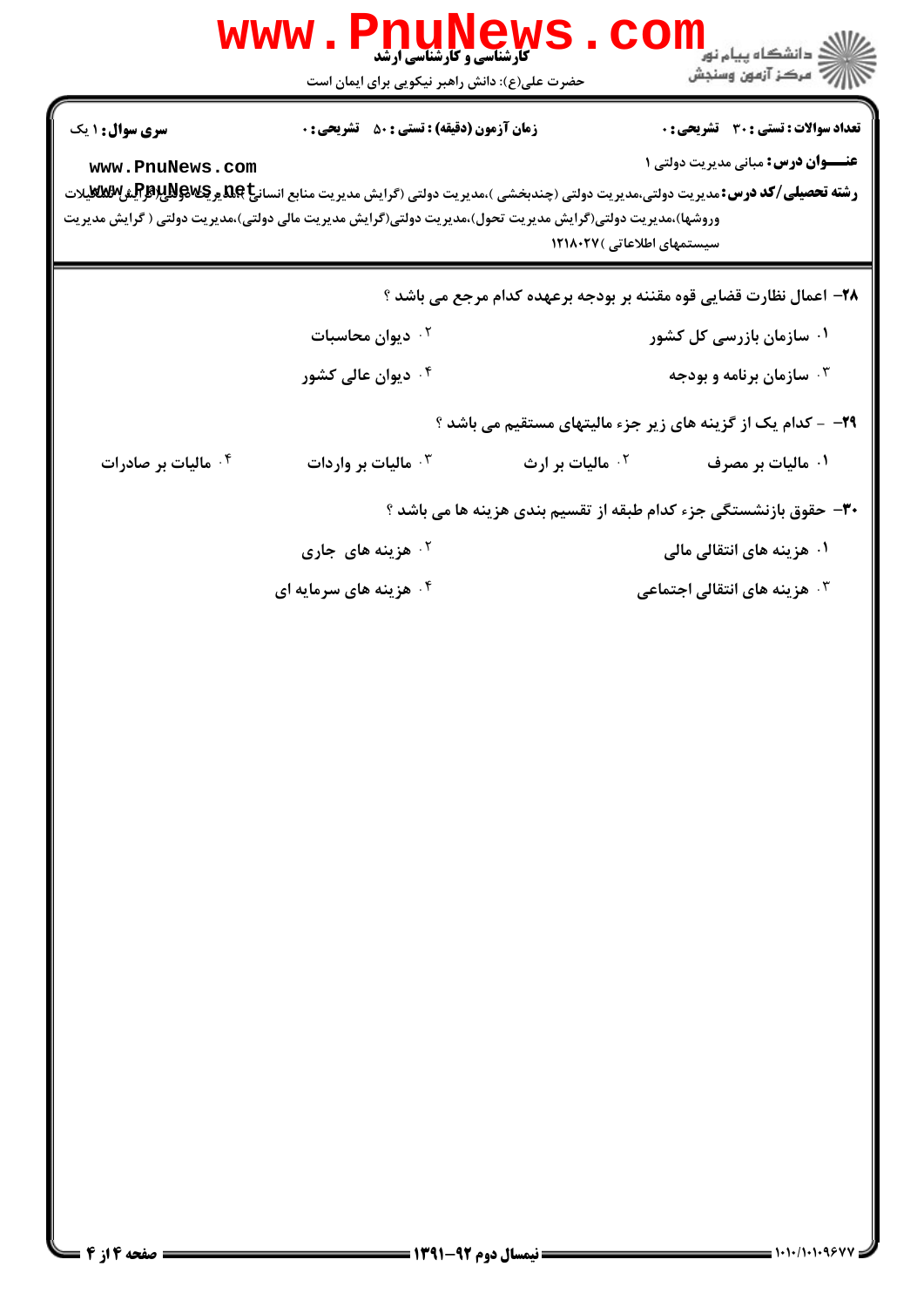**سری سوال:** ۱ یک | **زمان آزمون (دقیقه) : تستی :** ۵۰ **تشریحی :** ۰ | **تعداد سوالات : تستی :** ۳۰ **تشریحی :** ۰

**عنـــوان درس:** مبانی مدیریت دولتی ۱

**رشته تحصیلی/کد درس:** مدیریت دولتی،مدیریت دولتی (چندبخشی )،مدیریت دولتی (گرایش مدیریت منابع انسانی )،مدیریت دولتی(گرایش تشکیلات وروشها)،مدیریت دولتی(گرایش مدیریت تحول)،مدیریت دولتی(گرایش مدیریت مالی دولتی)،مدیریت دولتی ( گرایش مدیریت سیستمهای اطلاعاتی )۱۲۱۸۰۲۷

**۲۸-** اعمال نظارت قضایی قوه مقننه بر بودجه برعهده کدام مرجع می باشد ؟

۱. سازمان بازرسی کل کشور
۲. دیوان محاسبات
۳. سازمان برنامه و بودجه
۴. دیوان عالی کشور

**۲۹-** - کدام یک از گزینه های زیر جزء مالیتهای مستقیم می باشد ؟

۱. مالیات بر مصرف
۲. مالیات بر ارث
۳. مالیات بر واردات
۴. مالیات بر صادرات

**۳۰-** حقوق بازنشستگی جزء کدام طبقه از تقسیم بندی هزینه ها می باشد ؟

۱. هزینه های انتقالی مالی
۲. هزینه های جاری
۳. هزینه های انتقالی اجتماعی
۴. هزینه های سرمایه ای